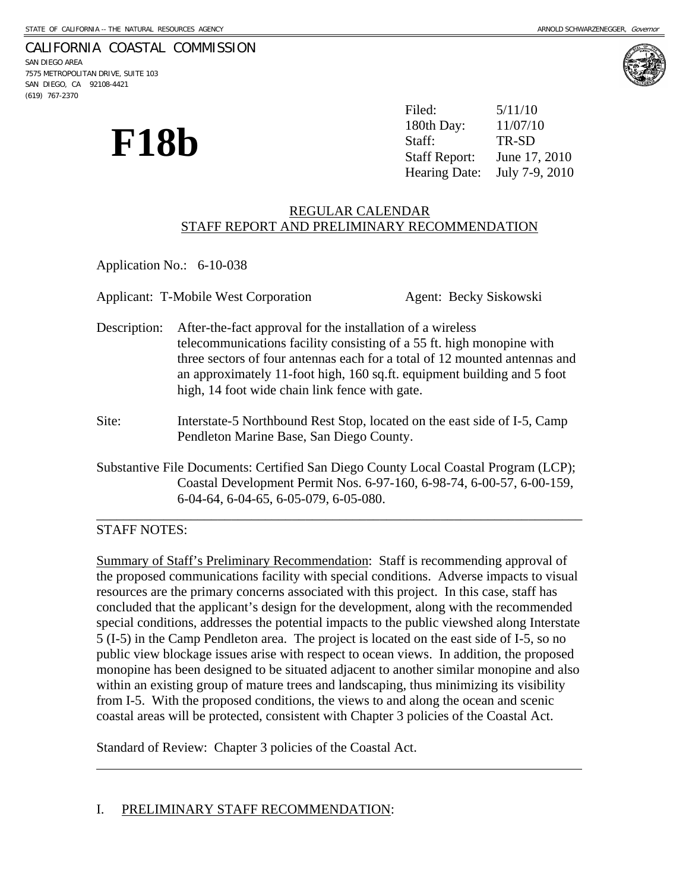STATE OF CALIFORNIA -- THE NATURAL RESOURCES AGENCY

ARNOLD SCHWARZENEGGER, *Governor*

CALIFORNIA COASTAL COMMISSION
SAN DIEGO AREA
7575 METROPOLITAN DRIVE, SUITE 103
SAN DIEGO, CA 92108-4421
(619) 767-2370

# F18b

| | |
|---|---|
| Filed: | 5/11/10 |
| 180th Day: | 11/07/10 |
| Staff: | TR-SD |
| Staff Report: | June 17, 2010 |
| Hearing Date: | July 7-9, 2010 |

## REGULAR CALENDAR
## STAFF REPORT AND PRELIMINARY RECOMMENDATION

Application No.: 6-10-038

Applicant: T-Mobile West Corporation    Agent: Becky Siskowski

Description: After-the-fact approval for the installation of a wireless telecommunications facility consisting of a 55 ft. high monopine with three sectors of four antennas each for a total of 12 mounted antennas and an approximately 11-foot high, 160 sq.ft. equipment building and 5 foot high, 14 foot wide chain link fence with gate.

Site: Interstate-5 Northbound Rest Stop, located on the east side of I-5, Camp Pendleton Marine Base, San Diego County.

Substantive File Documents: Certified San Diego County Local Coastal Program (LCP); Coastal Development Permit Nos. 6-97-160, 6-98-74, 6-00-57, 6-00-159, 6-04-64, 6-04-65, 6-05-079, 6-05-080.

---

STAFF NOTES:

Summary of Staff's Preliminary Recommendation: Staff is recommending approval of the proposed communications facility with special conditions. Adverse impacts to visual resources are the primary concerns associated with this project. In this case, staff has concluded that the applicant's design for the development, along with the recommended special conditions, addresses the potential impacts to the public viewshed along Interstate 5 (I-5) in the Camp Pendleton area. The project is located on the east side of I-5, so no public view blockage issues arise with respect to ocean views. In addition, the proposed monopine has been designed to be situated adjacent to another similar monopine and also within an existing group of mature trees and landscaping, thus minimizing its visibility from I-5. With the proposed conditions, the views to and along the ocean and scenic coastal areas will be protected, consistent with Chapter 3 policies of the Coastal Act.

Standard of Review: Chapter 3 policies of the Coastal Act.

---

## I. PRELIMINARY STAFF RECOMMENDATION: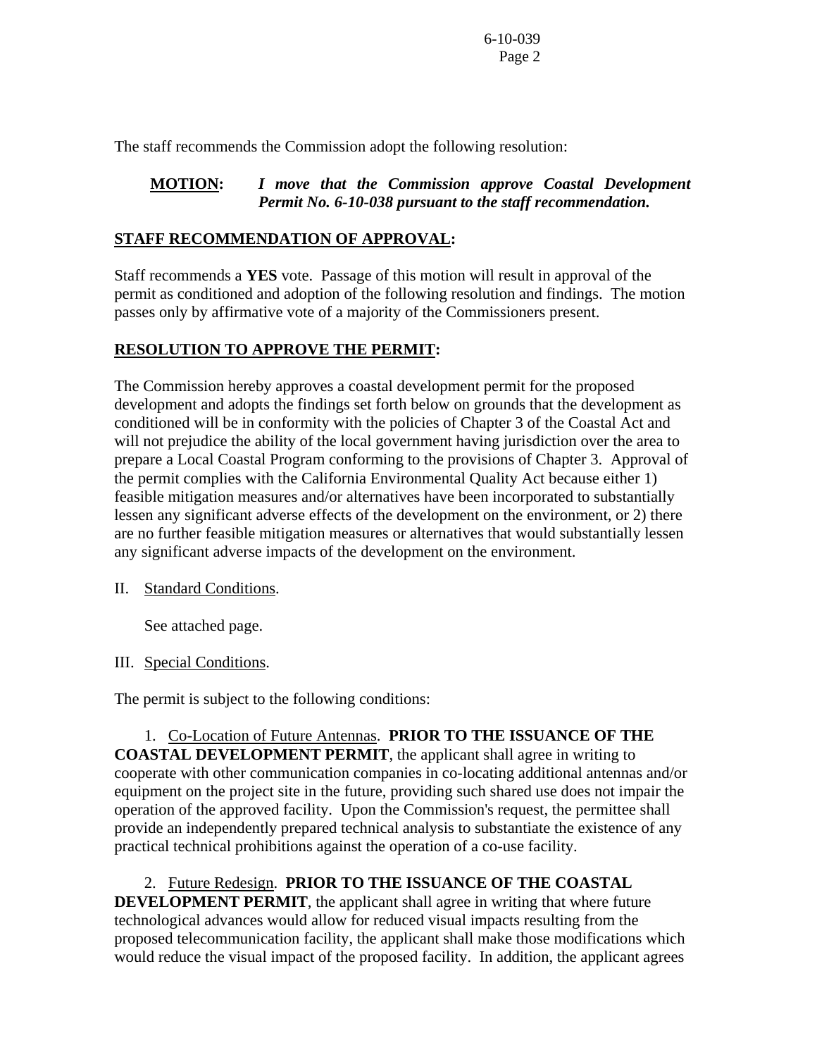The staff recommends the Commission adopt the following resolution:

**MOTION:** ***I move that the Commission approve Coastal Development Permit No. 6-10-038 pursuant to the staff recommendation.***

**STAFF RECOMMENDATION OF APPROVAL:**

Staff recommends a **YES** vote. Passage of this motion will result in approval of the permit as conditioned and adoption of the following resolution and findings. The motion passes only by affirmative vote of a majority of the Commissioners present.

**RESOLUTION TO APPROVE THE PERMIT:**

The Commission hereby approves a coastal development permit for the proposed development and adopts the findings set forth below on grounds that the development as conditioned will be in conformity with the policies of Chapter 3 of the Coastal Act and will not prejudice the ability of the local government having jurisdiction over the area to prepare a Local Coastal Program conforming to the provisions of Chapter 3. Approval of the permit complies with the California Environmental Quality Act because either 1) feasible mitigation measures and/or alternatives have been incorporated to substantially lessen any significant adverse effects of the development on the environment, or 2) there are no further feasible mitigation measures or alternatives that would substantially lessen any significant adverse impacts of the development on the environment.

II. Standard Conditions.

See attached page.

III. Special Conditions.

The permit is subject to the following conditions:

1. Co-Location of Future Antennas. **PRIOR TO THE ISSUANCE OF THE COASTAL DEVELOPMENT PERMIT**, the applicant shall agree in writing to cooperate with other communication companies in co-locating additional antennas and/or equipment on the project site in the future, providing such shared use does not impair the operation of the approved facility. Upon the Commission's request, the permittee shall provide an independently prepared technical analysis to substantiate the existence of any practical technical prohibitions against the operation of a co-use facility.

2. Future Redesign. **PRIOR TO THE ISSUANCE OF THE COASTAL DEVELOPMENT PERMIT**, the applicant shall agree in writing that where future technological advances would allow for reduced visual impacts resulting from the proposed telecommunication facility, the applicant shall make those modifications which would reduce the visual impact of the proposed facility. In addition, the applicant agrees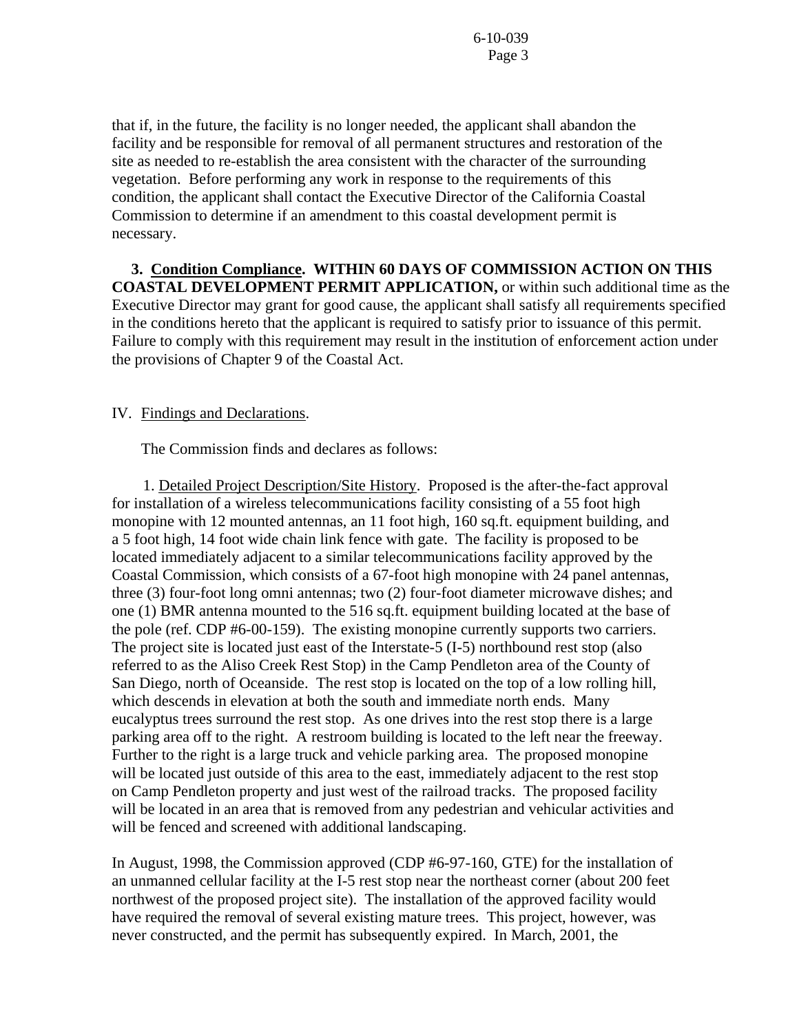that if, in the future, the facility is no longer needed, the applicant shall abandon the facility and be responsible for removal of all permanent structures and restoration of the site as needed to re-establish the area consistent with the character of the surrounding vegetation. Before performing any work in response to the requirements of this condition, the applicant shall contact the Executive Director of the California Coastal Commission to determine if an amendment to this coastal development permit is necessary.

**3. <u>Condition Compliance</u>. WITHIN 60 DAYS OF COMMISSION ACTION ON THIS COASTAL DEVELOPMENT PERMIT APPLICATION,** or within such additional time as the Executive Director may grant for good cause, the applicant shall satisfy all requirements specified in the conditions hereto that the applicant is required to satisfy prior to issuance of this permit. Failure to comply with this requirement may result in the institution of enforcement action under the provisions of Chapter 9 of the Coastal Act.

## IV. <u>Findings and Declarations</u>.

The Commission finds and declares as follows:

1. <u>Detailed Project Description/Site History</u>. Proposed is the after-the-fact approval for installation of a wireless telecommunications facility consisting of a 55 foot high monopine with 12 mounted antennas, an 11 foot high, 160 sq.ft. equipment building, and a 5 foot high, 14 foot wide chain link fence with gate. The facility is proposed to be located immediately adjacent to a similar telecommunications facility approved by the Coastal Commission, which consists of a 67-foot high monopine with 24 panel antennas, three (3) four-foot long omni antennas; two (2) four-foot diameter microwave dishes; and one (1) BMR antenna mounted to the 516 sq.ft. equipment building located at the base of the pole (ref. CDP #6-00-159). The existing monopine currently supports two carriers. The project site is located just east of the Interstate-5 (I-5) northbound rest stop (also referred to as the Aliso Creek Rest Stop) in the Camp Pendleton area of the County of San Diego, north of Oceanside. The rest stop is located on the top of a low rolling hill, which descends in elevation at both the south and immediate north ends. Many eucalyptus trees surround the rest stop. As one drives into the rest stop there is a large parking area off to the right. A restroom building is located to the left near the freeway. Further to the right is a large truck and vehicle parking area. The proposed monopine will be located just outside of this area to the east, immediately adjacent to the rest stop on Camp Pendleton property and just west of the railroad tracks. The proposed facility will be located in an area that is removed from any pedestrian and vehicular activities and will be fenced and screened with additional landscaping.

In August, 1998, the Commission approved (CDP #6-97-160, GTE) for the installation of an unmanned cellular facility at the I-5 rest stop near the northeast corner (about 200 feet northwest of the proposed project site). The installation of the approved facility would have required the removal of several existing mature trees. This project, however, was never constructed, and the permit has subsequently expired. In March, 2001, the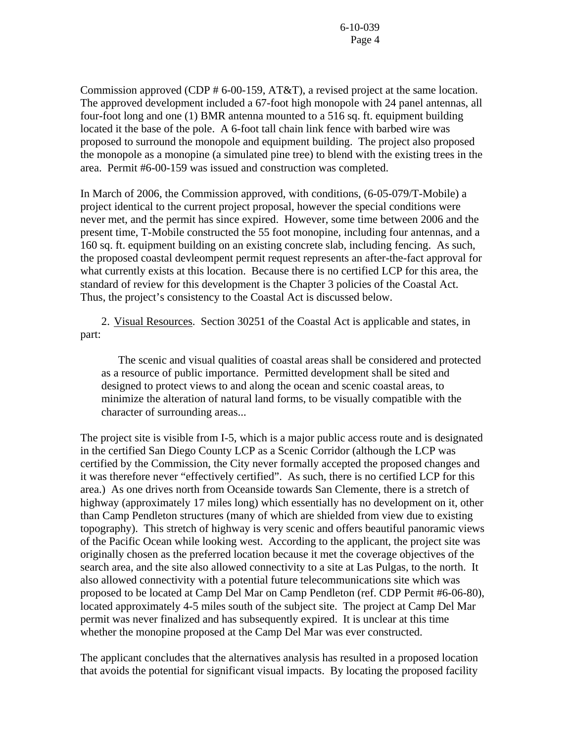Commission approved (CDP # 6-00-159, AT&T), a revised project at the same location. The approved development included a 67-foot high monopole with 24 panel antennas, all four-foot long and one (1) BMR antenna mounted to a 516 sq. ft. equipment building located it the base of the pole. A 6-foot tall chain link fence with barbed wire was proposed to surround the monopole and equipment building. The project also proposed the monopole as a monopine (a simulated pine tree) to blend with the existing trees in the area. Permit #6-00-159 was issued and construction was completed.

In March of 2006, the Commission approved, with conditions, (6-05-079/T-Mobile) a project identical to the current project proposal, however the special conditions were never met, and the permit has since expired. However, some time between 2006 and the present time, T-Mobile constructed the 55 foot monopine, including four antennas, and a 160 sq. ft. equipment building on an existing concrete slab, including fencing. As such, the proposed coastal devleompent permit request represents an after-the-fact approval for what currently exists at this location. Because there is no certified LCP for this area, the standard of review for this development is the Chapter 3 policies of the Coastal Act. Thus, the project's consistency to the Coastal Act is discussed below.

2. Visual Resources. Section 30251 of the Coastal Act is applicable and states, in part:

> The scenic and visual qualities of coastal areas shall be considered and protected as a resource of public importance. Permitted development shall be sited and designed to protect views to and along the ocean and scenic coastal areas, to minimize the alteration of natural land forms, to be visually compatible with the character of surrounding areas...

The project site is visible from I-5, which is a major public access route and is designated in the certified San Diego County LCP as a Scenic Corridor (although the LCP was certified by the Commission, the City never formally accepted the proposed changes and it was therefore never "effectively certified". As such, there is no certified LCP for this area.) As one drives north from Oceanside towards San Clemente, there is a stretch of highway (approximately 17 miles long) which essentially has no development on it, other than Camp Pendleton structures (many of which are shielded from view due to existing topography). This stretch of highway is very scenic and offers beautiful panoramic views of the Pacific Ocean while looking west. According to the applicant, the project site was originally chosen as the preferred location because it met the coverage objectives of the search area, and the site also allowed connectivity to a site at Las Pulgas, to the north. It also allowed connectivity with a potential future telecommunications site which was proposed to be located at Camp Del Mar on Camp Pendleton (ref. CDP Permit #6-06-80), located approximately 4-5 miles south of the subject site. The project at Camp Del Mar permit was never finalized and has subsequently expired. It is unclear at this time whether the monopine proposed at the Camp Del Mar was ever constructed.

The applicant concludes that the alternatives analysis has resulted in a proposed location that avoids the potential for significant visual impacts. By locating the proposed facility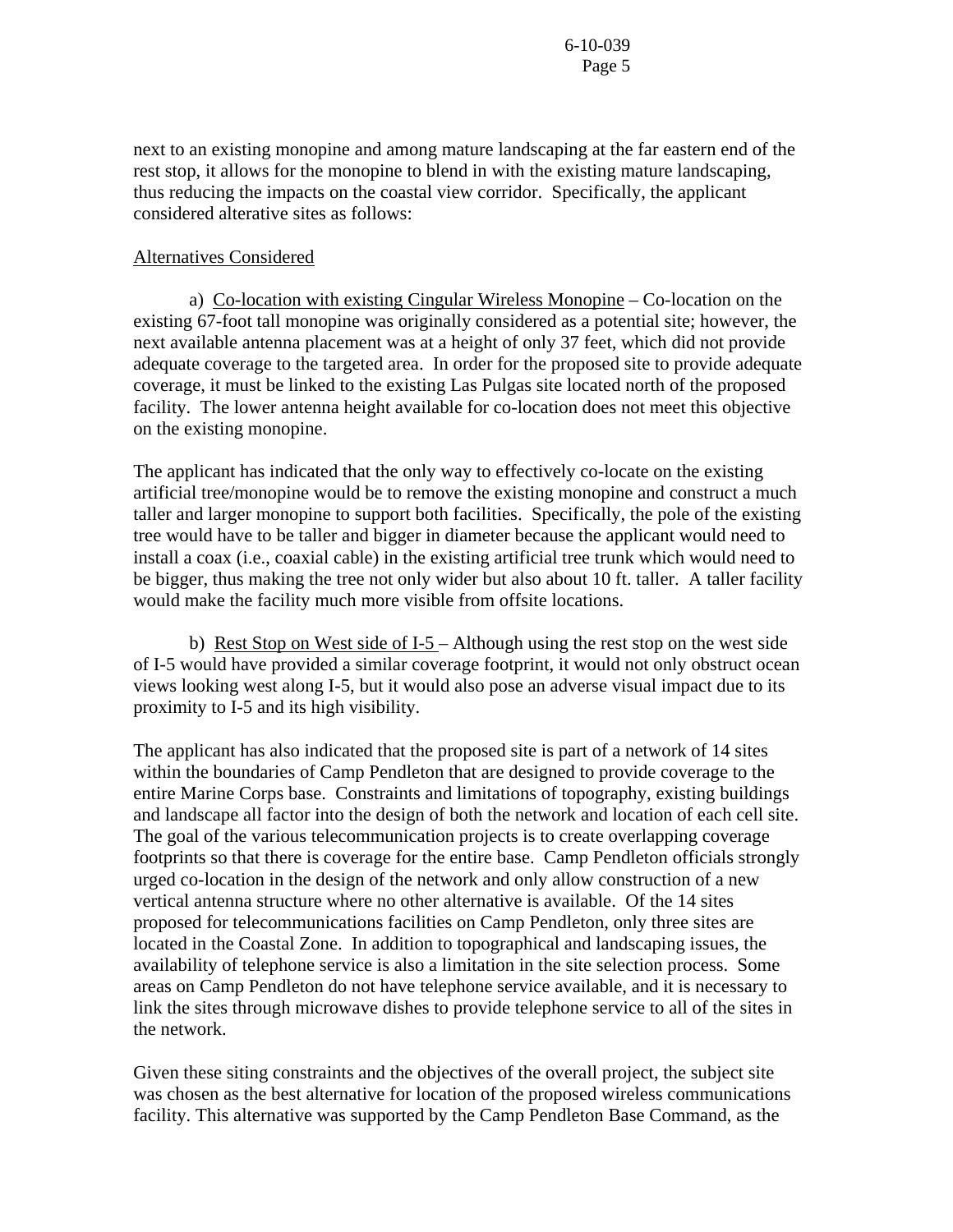next to an existing monopine and among mature landscaping at the far eastern end of the rest stop, it allows for the monopine to blend in with the existing mature landscaping, thus reducing the impacts on the coastal view corridor. Specifically, the applicant considered alterative sites as follows:

Alternatives Considered

a) Co-location with existing Cingular Wireless Monopine – Co-location on the existing 67-foot tall monopine was originally considered as a potential site; however, the next available antenna placement was at a height of only 37 feet, which did not provide adequate coverage to the targeted area. In order for the proposed site to provide adequate coverage, it must be linked to the existing Las Pulgas site located north of the proposed facility. The lower antenna height available for co-location does not meet this objective on the existing monopine.

The applicant has indicated that the only way to effectively co-locate on the existing artificial tree/monopine would be to remove the existing monopine and construct a much taller and larger monopine to support both facilities. Specifically, the pole of the existing tree would have to be taller and bigger in diameter because the applicant would need to install a coax (i.e., coaxial cable) in the existing artificial tree trunk which would need to be bigger, thus making the tree not only wider but also about 10 ft. taller. A taller facility would make the facility much more visible from offsite locations.

b) Rest Stop on West side of I-5 – Although using the rest stop on the west side of I-5 would have provided a similar coverage footprint, it would not only obstruct ocean views looking west along I-5, but it would also pose an adverse visual impact due to its proximity to I-5 and its high visibility.

The applicant has also indicated that the proposed site is part of a network of 14 sites within the boundaries of Camp Pendleton that are designed to provide coverage to the entire Marine Corps base. Constraints and limitations of topography, existing buildings and landscape all factor into the design of both the network and location of each cell site. The goal of the various telecommunication projects is to create overlapping coverage footprints so that there is coverage for the entire base. Camp Pendleton officials strongly urged co-location in the design of the network and only allow construction of a new vertical antenna structure where no other alternative is available. Of the 14 sites proposed for telecommunications facilities on Camp Pendleton, only three sites are located in the Coastal Zone. In addition to topographical and landscaping issues, the availability of telephone service is also a limitation in the site selection process. Some areas on Camp Pendleton do not have telephone service available, and it is necessary to link the sites through microwave dishes to provide telephone service to all of the sites in the network.

Given these siting constraints and the objectives of the overall project, the subject site was chosen as the best alternative for location of the proposed wireless communications facility. This alternative was supported by the Camp Pendleton Base Command, as the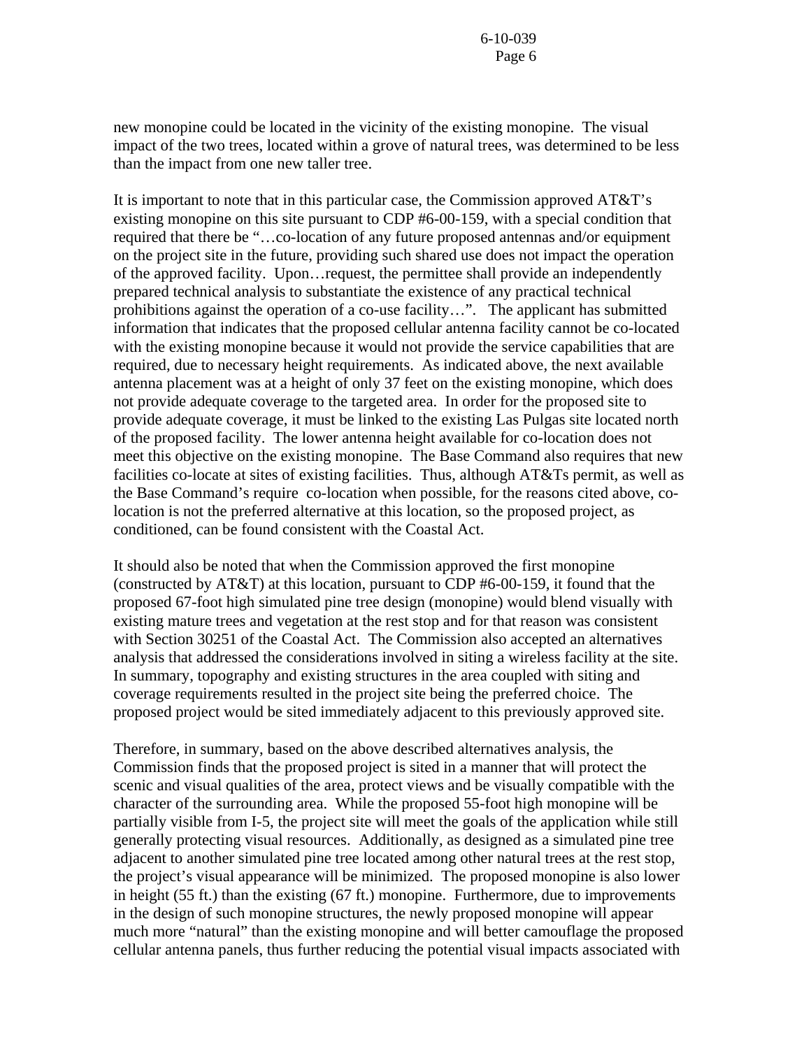new monopine could be located in the vicinity of the existing monopine. The visual impact of the two trees, located within a grove of natural trees, was determined to be less than the impact from one new taller tree.

It is important to note that in this particular case, the Commission approved AT&T's existing monopine on this site pursuant to CDP #6-00-159, with a special condition that required that there be "…co-location of any future proposed antennas and/or equipment on the project site in the future, providing such shared use does not impact the operation of the approved facility. Upon…request, the permittee shall provide an independently prepared technical analysis to substantiate the existence of any practical technical prohibitions against the operation of a co-use facility…". The applicant has submitted information that indicates that the proposed cellular antenna facility cannot be co-located with the existing monopine because it would not provide the service capabilities that are required, due to necessary height requirements. As indicated above, the next available antenna placement was at a height of only 37 feet on the existing monopine, which does not provide adequate coverage to the targeted area. In order for the proposed site to provide adequate coverage, it must be linked to the existing Las Pulgas site located north of the proposed facility. The lower antenna height available for co-location does not meet this objective on the existing monopine. The Base Command also requires that new facilities co-locate at sites of existing facilities. Thus, although AT&Ts permit, as well as the Base Command's require co-location when possible, for the reasons cited above, co-location is not the preferred alternative at this location, so the proposed project, as conditioned, can be found consistent with the Coastal Act.

It should also be noted that when the Commission approved the first monopine (constructed by AT&T) at this location, pursuant to CDP #6-00-159, it found that the proposed 67-foot high simulated pine tree design (monopine) would blend visually with existing mature trees and vegetation at the rest stop and for that reason was consistent with Section 30251 of the Coastal Act. The Commission also accepted an alternatives analysis that addressed the considerations involved in siting a wireless facility at the site. In summary, topography and existing structures in the area coupled with siting and coverage requirements resulted in the project site being the preferred choice. The proposed project would be sited immediately adjacent to this previously approved site.

Therefore, in summary, based on the above described alternatives analysis, the Commission finds that the proposed project is sited in a manner that will protect the scenic and visual qualities of the area, protect views and be visually compatible with the character of the surrounding area. While the proposed 55-foot high monopine will be partially visible from I-5, the project site will meet the goals of the application while still generally protecting visual resources. Additionally, as designed as a simulated pine tree adjacent to another simulated pine tree located among other natural trees at the rest stop, the project's visual appearance will be minimized. The proposed monopine is also lower in height (55 ft.) than the existing (67 ft.) monopine. Furthermore, due to improvements in the design of such monopine structures, the newly proposed monopine will appear much more "natural" than the existing monopine and will better camouflage the proposed cellular antenna panels, thus further reducing the potential visual impacts associated with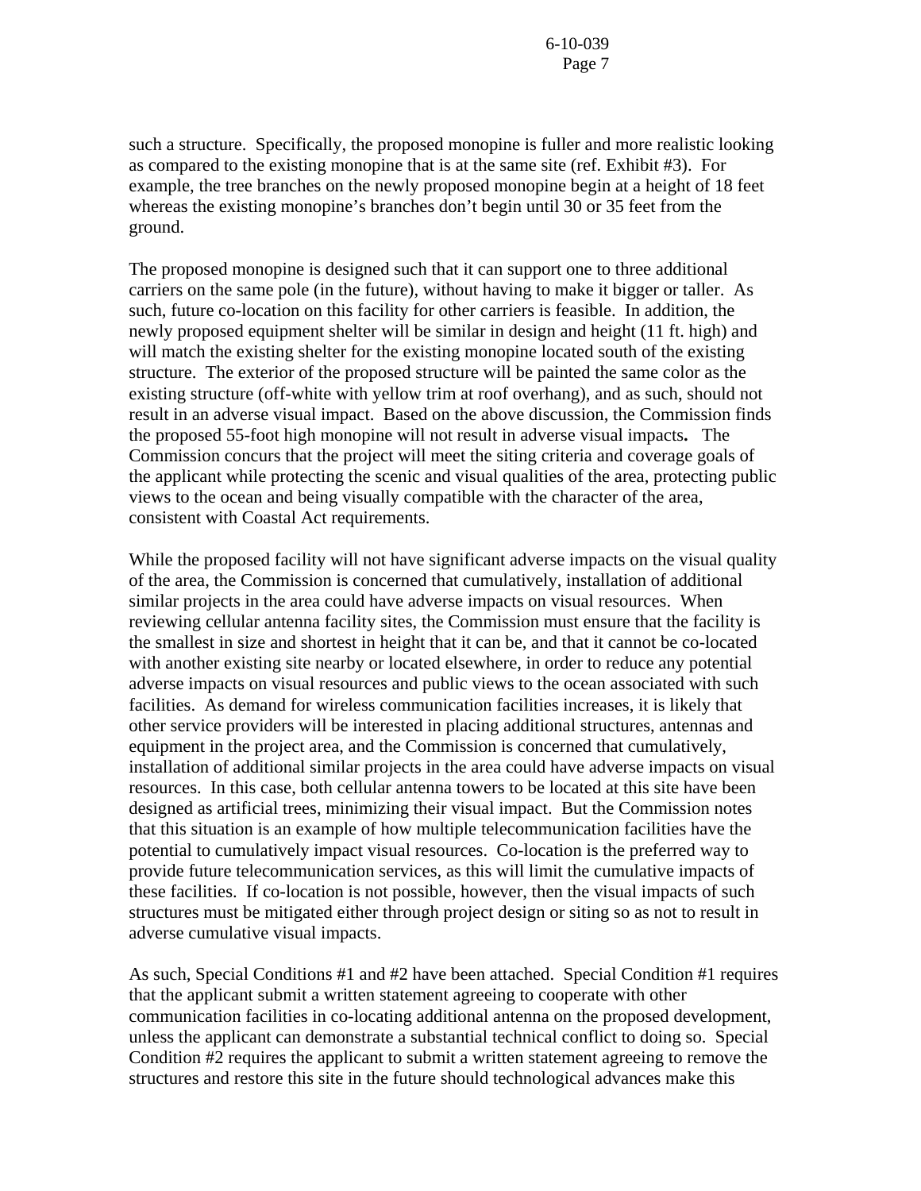such a structure. Specifically, the proposed monopine is fuller and more realistic looking as compared to the existing monopine that is at the same site (ref. Exhibit #3). For example, the tree branches on the newly proposed monopine begin at a height of 18 feet whereas the existing monopine's branches don't begin until 30 or 35 feet from the ground.

The proposed monopine is designed such that it can support one to three additional carriers on the same pole (in the future), without having to make it bigger or taller. As such, future co-location on this facility for other carriers is feasible. In addition, the newly proposed equipment shelter will be similar in design and height (11 ft. high) and will match the existing shelter for the existing monopine located south of the existing structure. The exterior of the proposed structure will be painted the same color as the existing structure (off-white with yellow trim at roof overhang), and as such, should not result in an adverse visual impact. Based on the above discussion, the Commission finds the proposed 55-foot high monopine will not result in adverse visual impacts**.** The Commission concurs that the project will meet the siting criteria and coverage goals of the applicant while protecting the scenic and visual qualities of the area, protecting public views to the ocean and being visually compatible with the character of the area, consistent with Coastal Act requirements.

While the proposed facility will not have significant adverse impacts on the visual quality of the area, the Commission is concerned that cumulatively, installation of additional similar projects in the area could have adverse impacts on visual resources. When reviewing cellular antenna facility sites, the Commission must ensure that the facility is the smallest in size and shortest in height that it can be, and that it cannot be co-located with another existing site nearby or located elsewhere, in order to reduce any potential adverse impacts on visual resources and public views to the ocean associated with such facilities. As demand for wireless communication facilities increases, it is likely that other service providers will be interested in placing additional structures, antennas and equipment in the project area, and the Commission is concerned that cumulatively, installation of additional similar projects in the area could have adverse impacts on visual resources. In this case, both cellular antenna towers to be located at this site have been designed as artificial trees, minimizing their visual impact. But the Commission notes that this situation is an example of how multiple telecommunication facilities have the potential to cumulatively impact visual resources. Co-location is the preferred way to provide future telecommunication services, as this will limit the cumulative impacts of these facilities. If co-location is not possible, however, then the visual impacts of such structures must be mitigated either through project design or siting so as not to result in adverse cumulative visual impacts.

As such, Special Conditions #1 and #2 have been attached. Special Condition #1 requires that the applicant submit a written statement agreeing to cooperate with other communication facilities in co-locating additional antenna on the proposed development, unless the applicant can demonstrate a substantial technical conflict to doing so. Special Condition #2 requires the applicant to submit a written statement agreeing to remove the structures and restore this site in the future should technological advances make this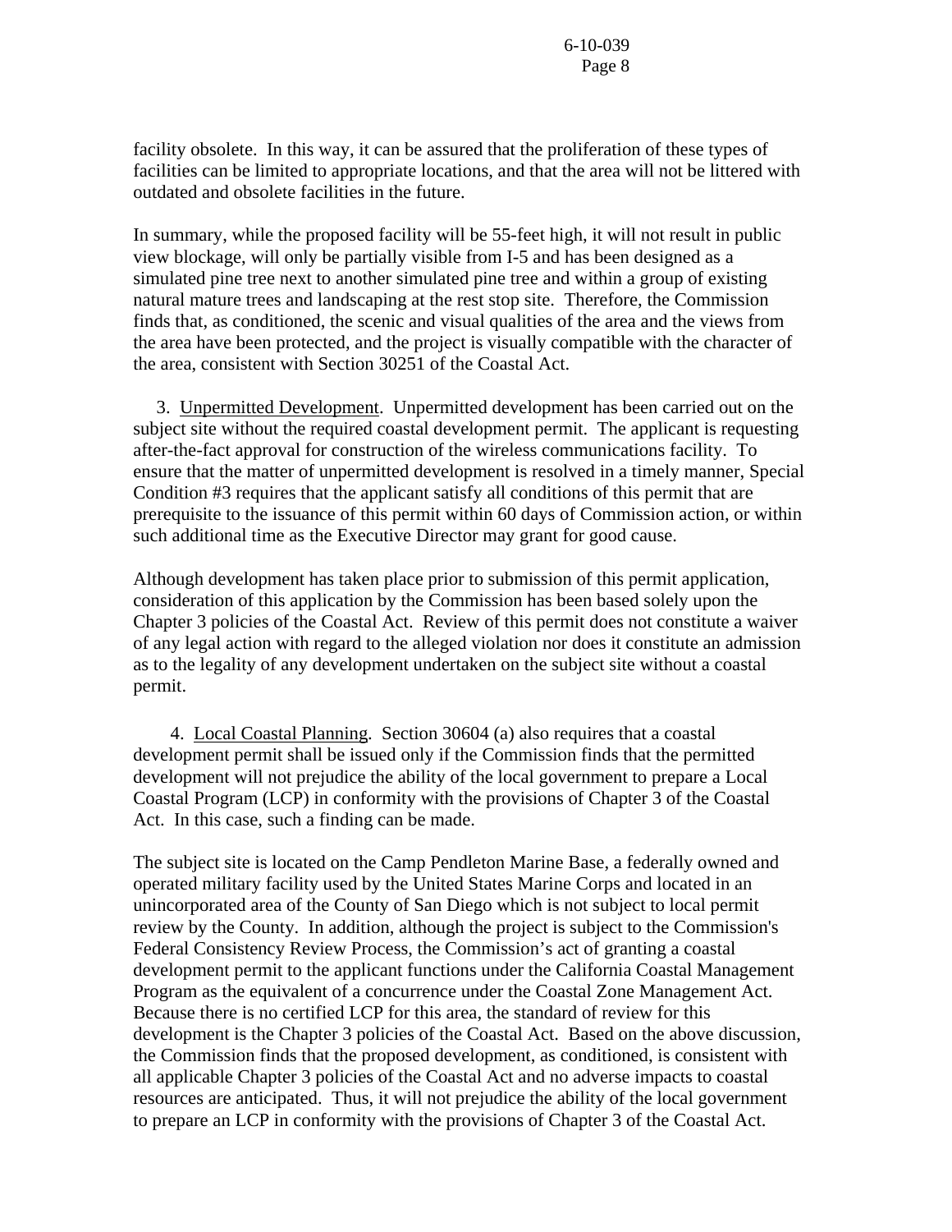facility obsolete. In this way, it can be assured that the proliferation of these types of facilities can be limited to appropriate locations, and that the area will not be littered with outdated and obsolete facilities in the future.

In summary, while the proposed facility will be 55-feet high, it will not result in public view blockage, will only be partially visible from I-5 and has been designed as a simulated pine tree next to another simulated pine tree and within a group of existing natural mature trees and landscaping at the rest stop site. Therefore, the Commission finds that, as conditioned, the scenic and visual qualities of the area and the views from the area have been protected, and the project is visually compatible with the character of the area, consistent with Section 30251 of the Coastal Act.

3. Unpermitted Development. Unpermitted development has been carried out on the subject site without the required coastal development permit. The applicant is requesting after-the-fact approval for construction of the wireless communications facility. To ensure that the matter of unpermitted development is resolved in a timely manner, Special Condition #3 requires that the applicant satisfy all conditions of this permit that are prerequisite to the issuance of this permit within 60 days of Commission action, or within such additional time as the Executive Director may grant for good cause.

Although development has taken place prior to submission of this permit application, consideration of this application by the Commission has been based solely upon the Chapter 3 policies of the Coastal Act. Review of this permit does not constitute a waiver of any legal action with regard to the alleged violation nor does it constitute an admission as to the legality of any development undertaken on the subject site without a coastal permit.

4. Local Coastal Planning. Section 30604 (a) also requires that a coastal development permit shall be issued only if the Commission finds that the permitted development will not prejudice the ability of the local government to prepare a Local Coastal Program (LCP) in conformity with the provisions of Chapter 3 of the Coastal Act. In this case, such a finding can be made.

The subject site is located on the Camp Pendleton Marine Base, a federally owned and operated military facility used by the United States Marine Corps and located in an unincorporated area of the County of San Diego which is not subject to local permit review by the County. In addition, although the project is subject to the Commission's Federal Consistency Review Process, the Commission's act of granting a coastal development permit to the applicant functions under the California Coastal Management Program as the equivalent of a concurrence under the Coastal Zone Management Act. Because there is no certified LCP for this area, the standard of review for this development is the Chapter 3 policies of the Coastal Act. Based on the above discussion, the Commission finds that the proposed development, as conditioned, is consistent with all applicable Chapter 3 policies of the Coastal Act and no adverse impacts to coastal resources are anticipated. Thus, it will not prejudice the ability of the local government to prepare an LCP in conformity with the provisions of Chapter 3 of the Coastal Act.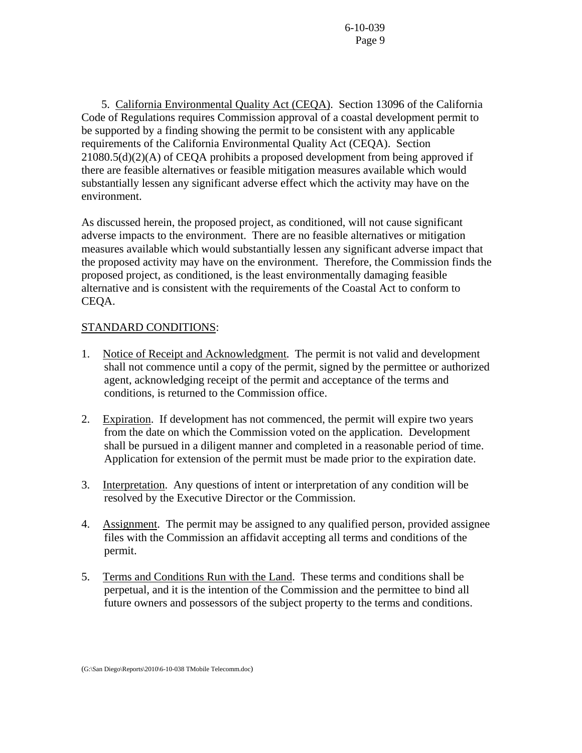5. California Environmental Quality Act (CEQA). Section 13096 of the California Code of Regulations requires Commission approval of a coastal development permit to be supported by a finding showing the permit to be consistent with any applicable requirements of the California Environmental Quality Act (CEQA). Section 21080.5(d)(2)(A) of CEQA prohibits a proposed development from being approved if there are feasible alternatives or feasible mitigation measures available which would substantially lessen any significant adverse effect which the activity may have on the environment.

As discussed herein, the proposed project, as conditioned, will not cause significant adverse impacts to the environment. There are no feasible alternatives or mitigation measures available which would substantially lessen any significant adverse impact that the proposed activity may have on the environment. Therefore, the Commission finds the proposed project, as conditioned, is the least environmentally damaging feasible alternative and is consistent with the requirements of the Coastal Act to conform to CEQA.

STANDARD CONDITIONS:

1. Notice of Receipt and Acknowledgment. The permit is not valid and development shall not commence until a copy of the permit, signed by the permittee or authorized agent, acknowledging receipt of the permit and acceptance of the terms and conditions, is returned to the Commission office.

2. Expiration. If development has not commenced, the permit will expire two years from the date on which the Commission voted on the application. Development shall be pursued in a diligent manner and completed in a reasonable period of time. Application for extension of the permit must be made prior to the expiration date.

3. Interpretation. Any questions of intent or interpretation of any condition will be resolved by the Executive Director or the Commission.

4. Assignment. The permit may be assigned to any qualified person, provided assignee files with the Commission an affidavit accepting all terms and conditions of the permit.

5. Terms and Conditions Run with the Land. These terms and conditions shall be perpetual, and it is the intention of the Commission and the permittee to bind all future owners and possessors of the subject property to the terms and conditions.

(G:\San Diego\Reports\2010\6-10-038 TMobile Telecomm.doc)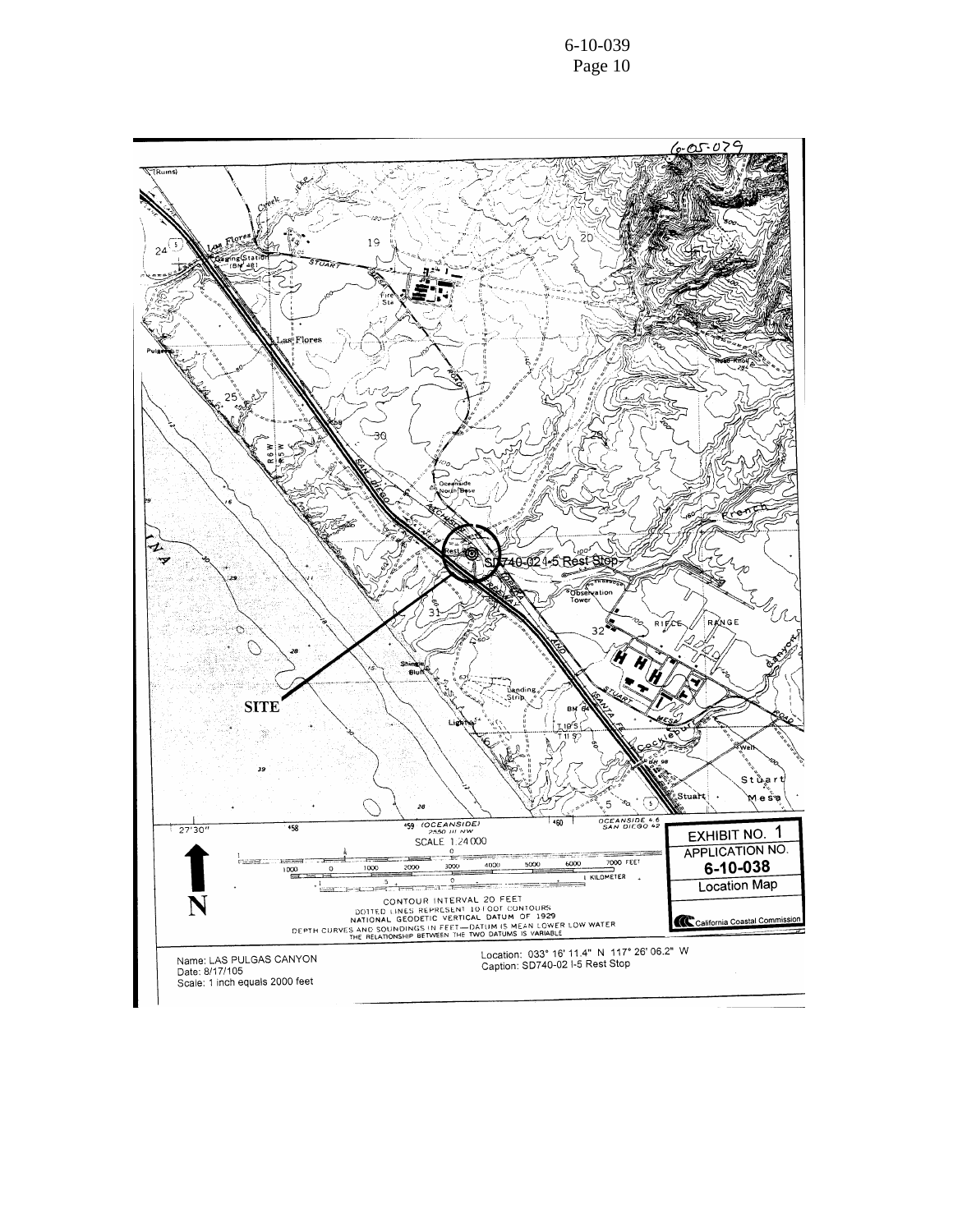6-10-039

6-05-079

SITE

SD740-02 I-5 Rest Stop

EXHIBIT NO. 1

APPLICATION NO.

**6-10-038**

Location Map

California Coastal Commission

SCALE 1:24000

CONTOUR INTERVAL 20 FEET
DOTTED LINES REPRESENT 10 FOOT CONTOURS
NATIONAL GEODETIC VERTICAL DATUM OF 1929
DEPTH CURVES AND SOUNDINGS IN FEET—DATUM IS MEAN LOWER LOW WATER
THE RELATIONSHIP BETWEEN THE TWO DATUMS IS VARIABLE

N

Name: LAS PULGAS CANYON
Date: 8/17/105
Scale: 1 inch equals 2000 feet

Location: 033° 16' 11.4" N 117° 26' 06.2" W
Caption: SD740-02 I-5 Rest Stop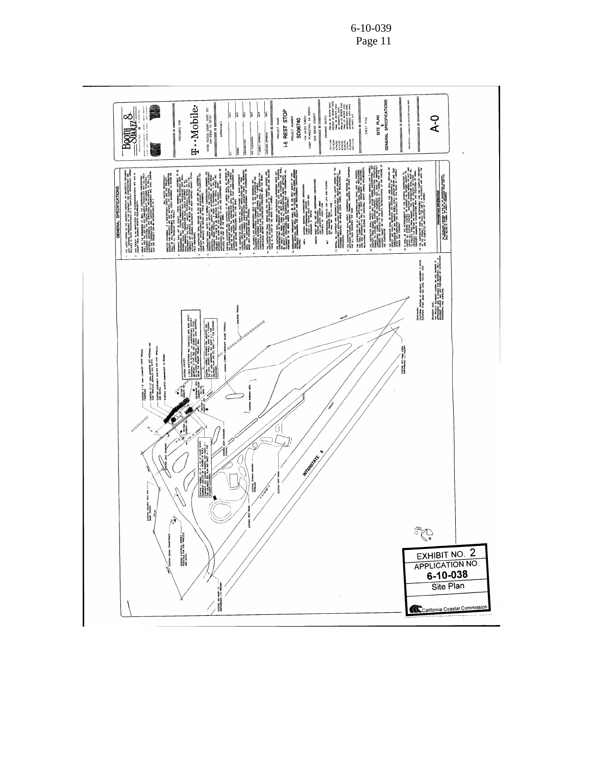EXHIBIT NO. 2

APPLICATION NO.

**6-10-038**

Site Plan

California Coastal Commission

GENERAL SPECIFICATIONS

BOOTH & SUAREZ

PREPARED FOR

T-Mobile

10180 TELESIS COURT, SUITE 333
SAN DIEGO, CA 92121

APPROVALS

PROJECT NAME

I-5 REST STOP

PROJECT NUMBER

SD06740

SAN DIEGO COUNTY

DRAWING DATES

SHEET TITLE

SITE PLAN & GENERAL SPECIFICATIONS

A-0

INTERSTATE 5

EXISTING REST ROOM

PROPRIETARY INFORMATION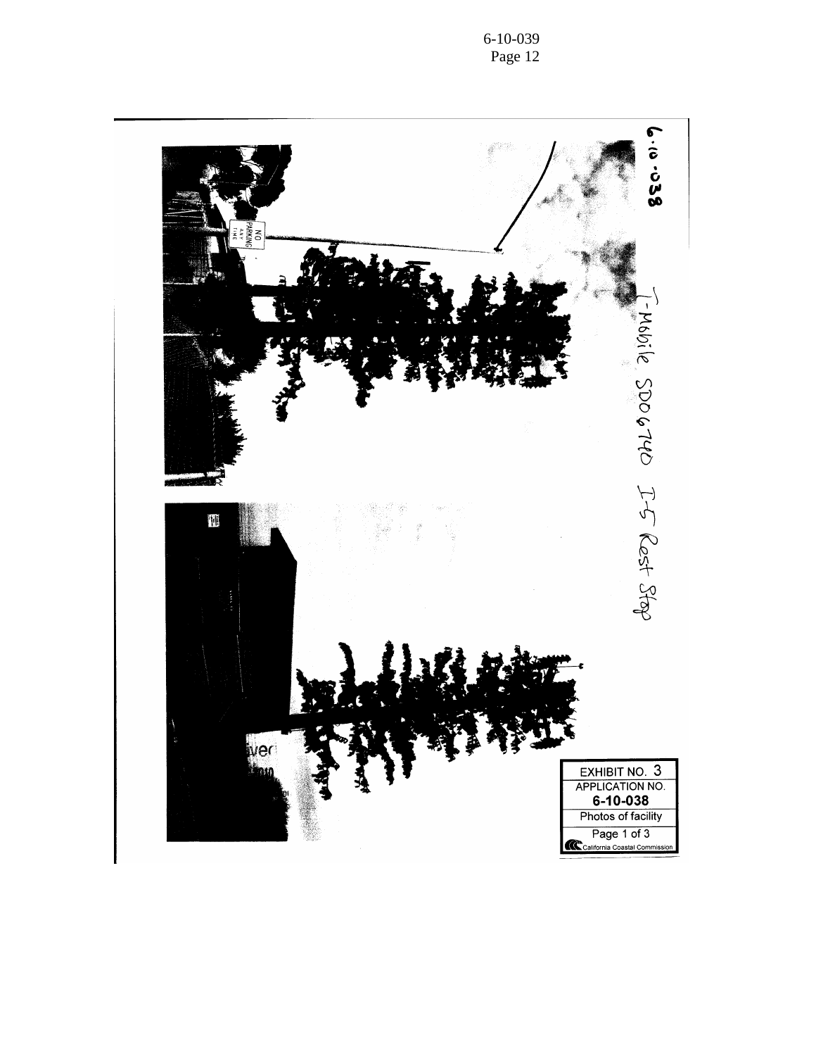6.10.038

T-Mobile SD06740 I-5 Rest Stop

NO PARKING ANY TIME

| EXHIBIT NO. 3 |
|---|
| APPLICATION NO. |
| **6-10-038** |
| Photos of facility |
| Page 1 of 3 |
| California Coastal Commission |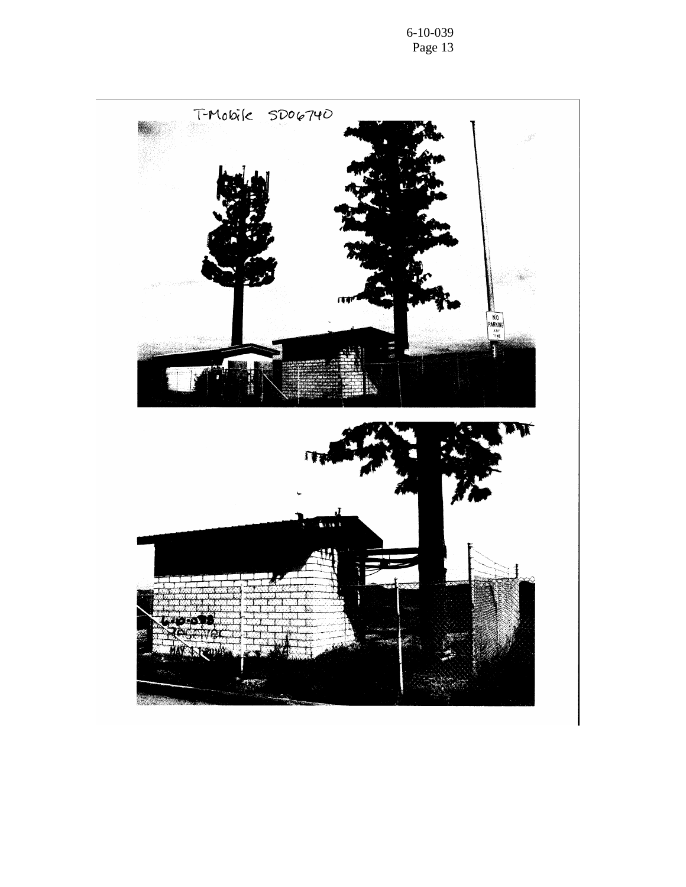T-Mobile SD06740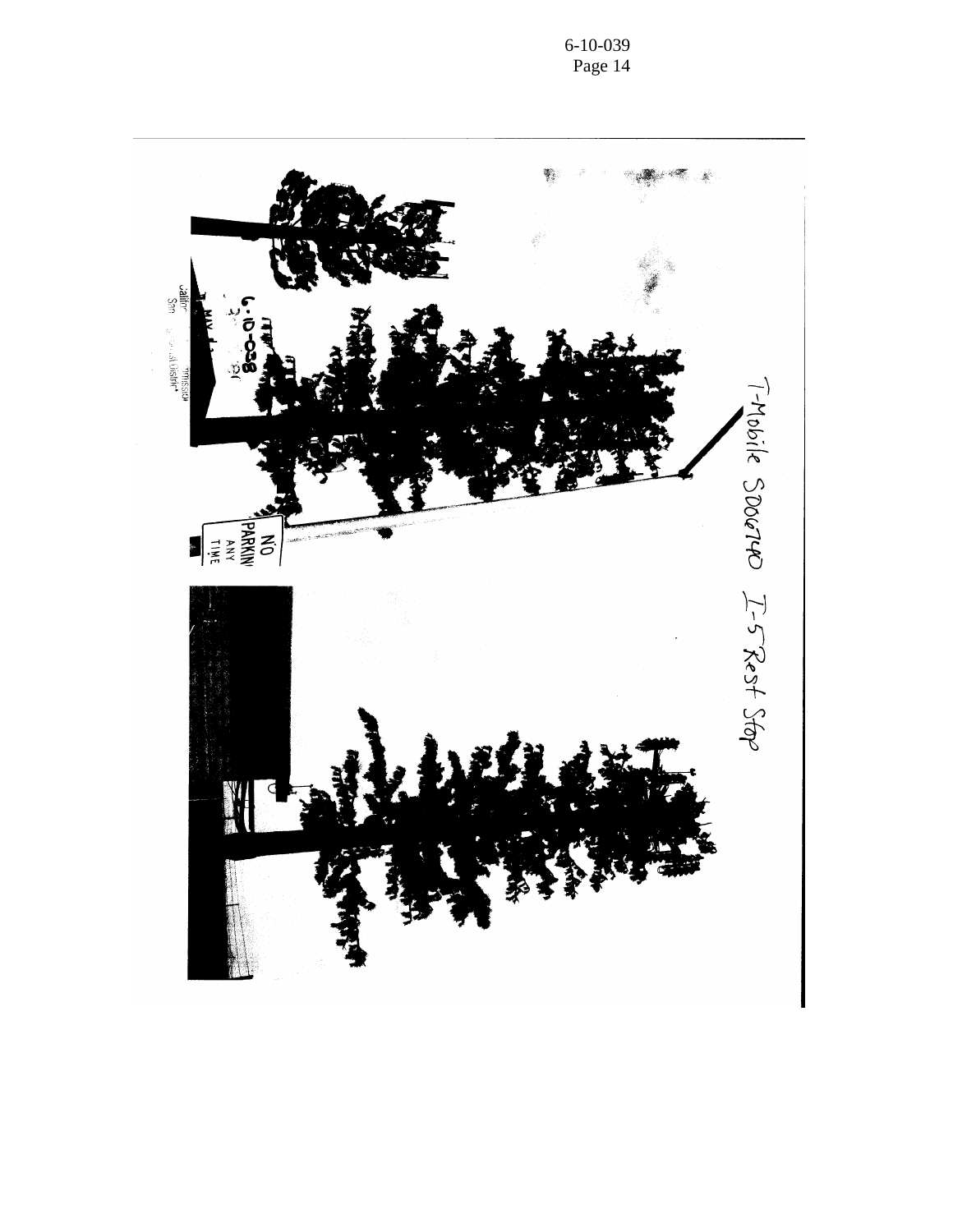T-Mobile SD06740 I-5 Rest Stop